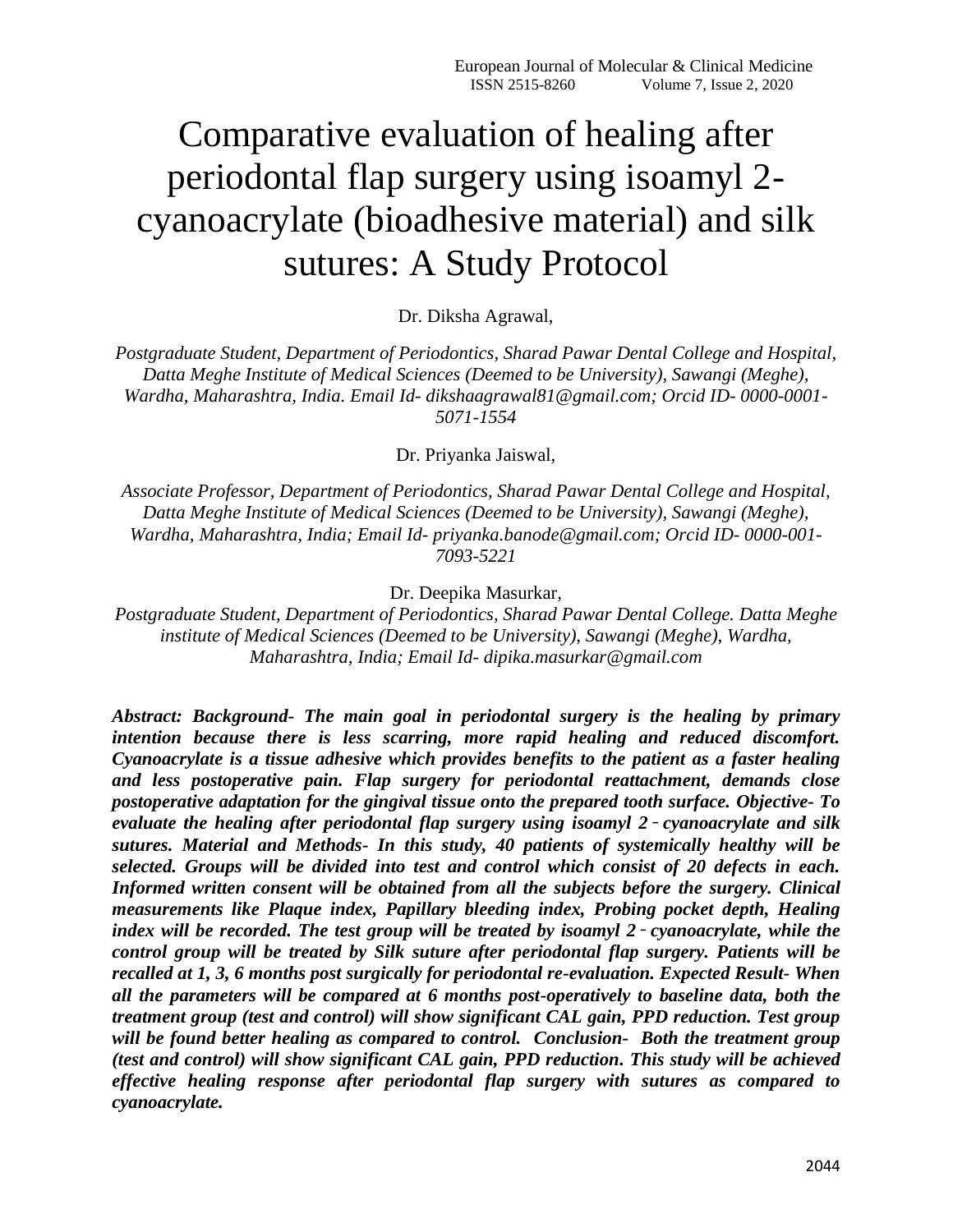# Comparative evaluation of healing after periodontal flap surgery using isoamyl 2-cyanoacrylate (bioadhesive material) and silk sutures: A Study Protocol

Dr. Diksha Agrawal,

*Postgraduate Student, Department of Periodontics, Sharad Pawar Dental College and Hospital, Datta Meghe Institute of Medical Sciences (Deemed to be University), Sawangi (Meghe), Wardha, Maharashtra, India. Email Id- dikshaagrawal81@gmail.com; Orcid ID- 0000-0001-5071-1554*

Dr. Priyanka Jaiswal,

*Associate Professor, Department of Periodontics, Sharad Pawar Dental College and Hospital, Datta Meghe Institute of Medical Sciences (Deemed to be University), Sawangi (Meghe), Wardha, Maharashtra, India; Email Id- priyanka.banode@gmail.com; Orcid ID- 0000-001-7093-5221*

Dr. Deepika Masurkar,

*Postgraduate Student, Department of Periodontics, Sharad Pawar Dental College. Datta Meghe institute of Medical Sciences (Deemed to be University), Sawangi (Meghe), Wardha, Maharashtra, India; Email Id- dipika.masurkar@gmail.com*

***Abstract: Background- The main goal in periodontal surgery is the healing by primary intention because there is less scarring, more rapid healing and reduced discomfort. Cyanoacrylate is a tissue adhesive which provides benefits to the patient as a faster healing and less postoperative pain. Flap surgery for periodontal reattachment, demands close postoperative adaptation for the gingival tissue onto the prepared tooth surface. Objective- To evaluate the healing after periodontal flap surgery using isoamyl 2‑cyanoacrylate and silk sutures. Material and Methods- In this study, 40 patients of systemically healthy will be selected. Groups will be divided into test and control which consist of 20 defects in each. Informed written consent will be obtained from all the subjects before the surgery. Clinical measurements like Plaque index, Papillary bleeding index, Probing pocket depth, Healing index will be recorded. The test group will be treated by isoamyl 2‑cyanoacrylate, while the control group will be treated by Silk suture after periodontal flap surgery. Patients will be recalled at 1, 3, 6 months post surgically for periodontal re-evaluation. Expected Result- When all the parameters will be compared at 6 months post-operatively to baseline data, both the treatment group (test and control) will show significant CAL gain, PPD reduction. Test group will be found better healing as compared to control. Conclusion- Both the treatment group (test and control) will show significant CAL gain, PPD reduction. This study will be achieved effective healing response after periodontal flap surgery with sutures as compared to cyanoacrylate.***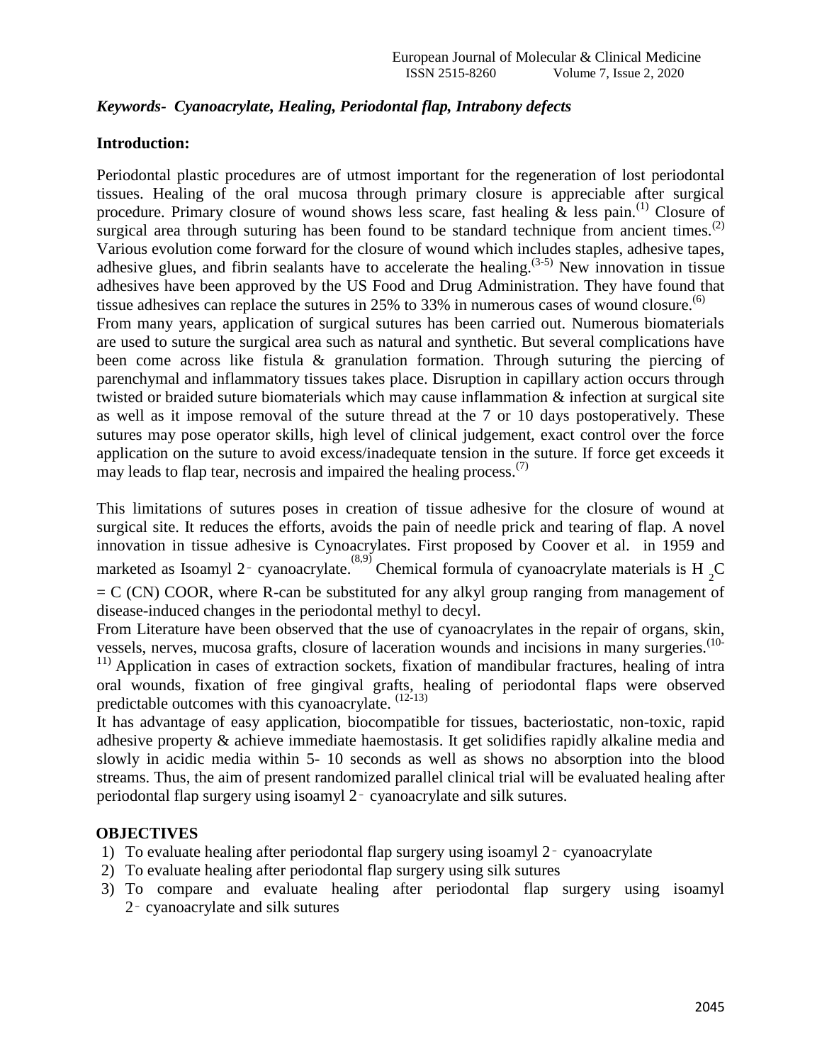*Keywords- Cyanoacrylate, Healing, Periodontal flap, Intrabony defects*

## Introduction:

Periodontal plastic procedures are of utmost important for the regeneration of lost periodontal tissues. Healing of the oral mucosa through primary closure is appreciable after surgical procedure. Primary closure of wound shows less scare, fast healing & less pain.(1) Closure of surgical area through suturing has been found to be standard technique from ancient times.(2) Various evolution come forward for the closure of wound which includes staples, adhesive tapes, adhesive glues, and fibrin sealants have to accelerate the healing.(3-5) New innovation in tissue adhesives have been approved by the US Food and Drug Administration. They have found that tissue adhesives can replace the sutures in 25% to 33% in numerous cases of wound closure.(6)

From many years, application of surgical sutures has been carried out. Numerous biomaterials are used to suture the surgical area such as natural and synthetic. But several complications have been come across like fistula & granulation formation. Through suturing the piercing of parenchymal and inflammatory tissues takes place. Disruption in capillary action occurs through twisted or braided suture biomaterials which may cause inflammation & infection at surgical site as well as it impose removal of the suture thread at the 7 or 10 days postoperatively. These sutures may pose operator skills, high level of clinical judgement, exact control over the force application on the suture to avoid excess/inadequate tension in the suture. If force get exceeds it may leads to flap tear, necrosis and impaired the healing process.(7)

This limitations of sutures poses in creation of tissue adhesive for the closure of wound at surgical site. It reduces the efforts, avoids the pain of needle prick and tearing of flap. A novel innovation in tissue adhesive is Cynoacrylates. First proposed by Coover et al. in 1959 and marketed as Isoamyl 2‑ cyanoacrylate.(8,9) Chemical formula of cyanoacrylate materials is $H_2C = C(CN)COOR$, where R-can be substituted for any alkyl group ranging from management of disease-induced changes in the periodontal methyl to decyl.

From Literature have been observed that the use of cyanoacrylates in the repair of organs, skin, vessels, nerves, mucosa grafts, closure of laceration wounds and incisions in many surgeries.(10-11) Application in cases of extraction sockets, fixation of mandibular fractures, healing of intra oral wounds, fixation of free gingival grafts, healing of periodontal flaps were observed predictable outcomes with this cyanoacrylate. (12-13)

It has advantage of easy application, biocompatible for tissues, bacteriostatic, non-toxic, rapid adhesive property & achieve immediate haemostasis. It get solidifies rapidly alkaline media and slowly in acidic media within 5- 10 seconds as well as shows no absorption into the blood streams. Thus, the aim of present randomized parallel clinical trial will be evaluated healing after periodontal flap surgery using isoamyl 2‑ cyanoacrylate and silk sutures.

## OBJECTIVES

1) To evaluate healing after periodontal flap surgery using isoamyl 2‑ cyanoacrylate
2) To evaluate healing after periodontal flap surgery using silk sutures
3) To compare and evaluate healing after periodontal flap surgery using isoamyl 2‑ cyanoacrylate and silk sutures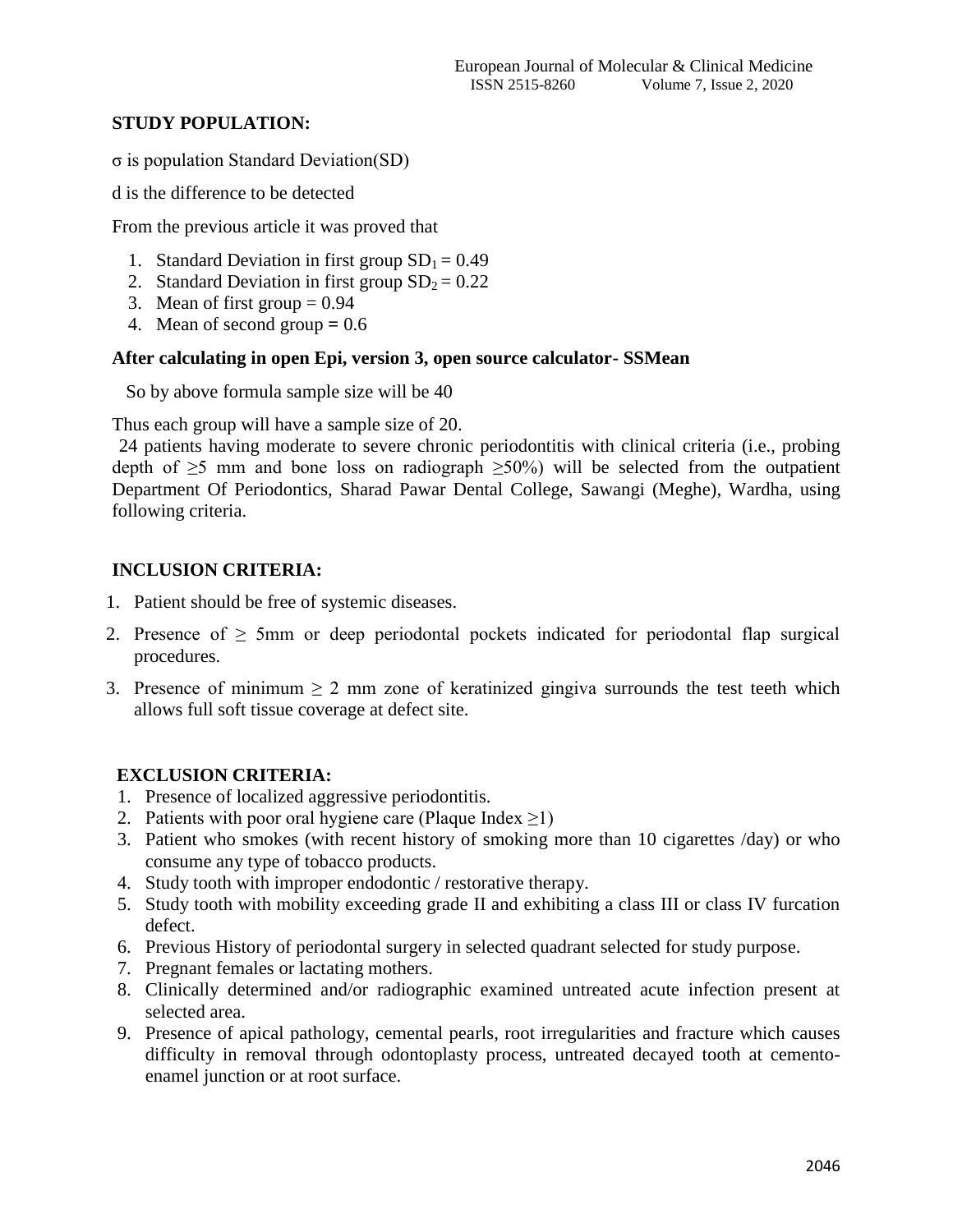**STUDY POPULATION:**

σ is population Standard Deviation(SD)

d is the difference to be detected

From the previous article it was proved that

1. Standard Deviation in first group $SD_1 = 0.49$
2. Standard Deviation in first group $SD_2 = 0.22$
3. Mean of first group = 0.94
4. Mean of second group = 0.6

**After calculating in open Epi, version 3, open source calculator- SSMean**

So by above formula sample size will be 40

Thus each group will have a sample size of 20.

24 patients having moderate to severe chronic periodontitis with clinical criteria (i.e., probing depth of ≥5 mm and bone loss on radiograph ≥50%) will be selected from the outpatient Department Of Periodontics, Sharad Pawar Dental College, Sawangi (Meghe), Wardha, using following criteria.

**INCLUSION CRITERIA:**

1. Patient should be free of systemic diseases.
2. Presence of ≥ 5mm or deep periodontal pockets indicated for periodontal flap surgical procedures.
3. Presence of minimum ≥ 2 mm zone of keratinized gingiva surrounds the test teeth which allows full soft tissue coverage at defect site.

**EXCLUSION CRITERIA:**

1. Presence of localized aggressive periodontitis.
2. Patients with poor oral hygiene care (Plaque Index ≥1)
3. Patient who smokes (with recent history of smoking more than 10 cigarettes /day) or who consume any type of tobacco products.
4. Study tooth with improper endodontic / restorative therapy.
5. Study tooth with mobility exceeding grade II and exhibiting a class III or class IV furcation defect.
6. Previous History of periodontal surgery in selected quadrant selected for study purpose.
7. Pregnant females or lactating mothers.
8. Clinically determined and/or radiographic examined untreated acute infection present at selected area.
9. Presence of apical pathology, cemental pearls, root irregularities and fracture which causes difficulty in removal through odontoplasty process, untreated decayed tooth at cemento-enamel junction or at root surface.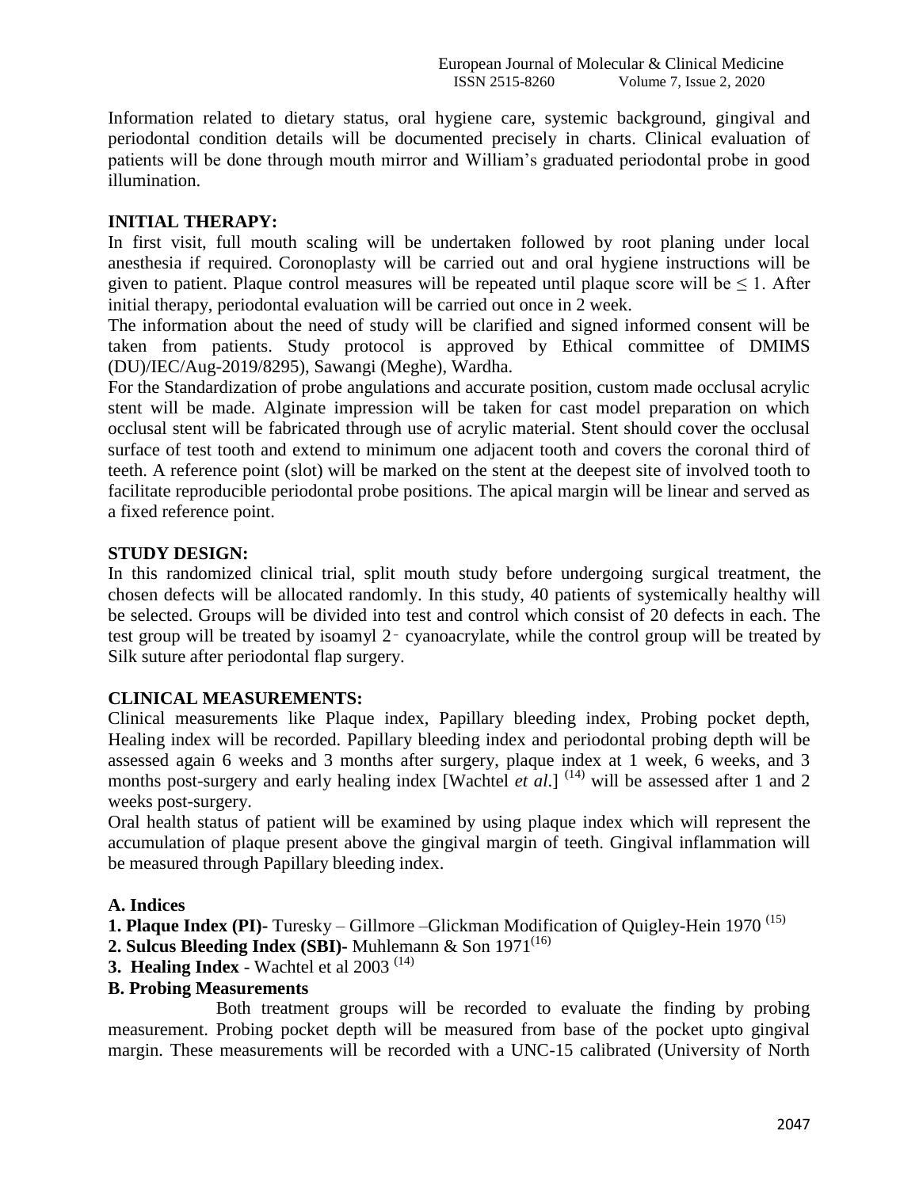Information related to dietary status, oral hygiene care, systemic background, gingival and periodontal condition details will be documented precisely in charts. Clinical evaluation of patients will be done through mouth mirror and William's graduated periodontal probe in good illumination.

## INITIAL THERAPY:

In first visit, full mouth scaling will be undertaken followed by root planing under local anesthesia if required. Coronoplasty will be carried out and oral hygiene instructions will be given to patient. Plaque control measures will be repeated until plaque score will be $\leq 1$. After initial therapy, periodontal evaluation will be carried out once in 2 week.

The information about the need of study will be clarified and signed informed consent will be taken from patients. Study protocol is approved by Ethical committee of DMIMS (DU)/IEC/Aug-2019/8295), Sawangi (Meghe), Wardha.

For the Standardization of probe angulations and accurate position, custom made occlusal acrylic stent will be made. Alginate impression will be taken for cast model preparation on which occlusal stent will be fabricated through use of acrylic material. Stent should cover the occlusal surface of test tooth and extend to minimum one adjacent tooth and covers the coronal third of teeth. A reference point (slot) will be marked on the stent at the deepest site of involved tooth to facilitate reproducible periodontal probe positions. The apical margin will be linear and served as a fixed reference point.

## STUDY DESIGN:

In this randomized clinical trial, split mouth study before undergoing surgical treatment, the chosen defects will be allocated randomly. In this study, 40 patients of systemically healthy will be selected. Groups will be divided into test and control which consist of 20 defects in each. The test group will be treated by isoamyl 2‑ cyanoacrylate, while the control group will be treated by Silk suture after periodontal flap surgery.

## CLINICAL MEASUREMENTS:

Clinical measurements like Plaque index, Papillary bleeding index, Probing pocket depth, Healing index will be recorded. Papillary bleeding index and periodontal probing depth will be assessed again 6 weeks and 3 months after surgery, plaque index at 1 week, 6 weeks, and 3 months post-surgery and early healing index [Wachtel *et al*.] [14] will be assessed after 1 and 2 weeks post-surgery.

Oral health status of patient will be examined by using plaque index which will represent the accumulation of plaque present above the gingival margin of teeth. Gingival inflammation will be measured through Papillary bleeding index.

### A. Indices

**1. Plaque Index (PI)-** Turesky – Gillmore –Glickman Modification of Quigley-Hein 1970 [15]

**2. Sulcus Bleeding Index (SBI)-** Muhlemann & Son 1971[16]

**3. Healing Index** - Wachtel et al 2003 [14]

### B. Probing Measurements

Both treatment groups will be recorded to evaluate the finding by probing measurement. Probing pocket depth will be measured from base of the pocket upto gingival margin. These measurements will be recorded with a UNC-15 calibrated (University of North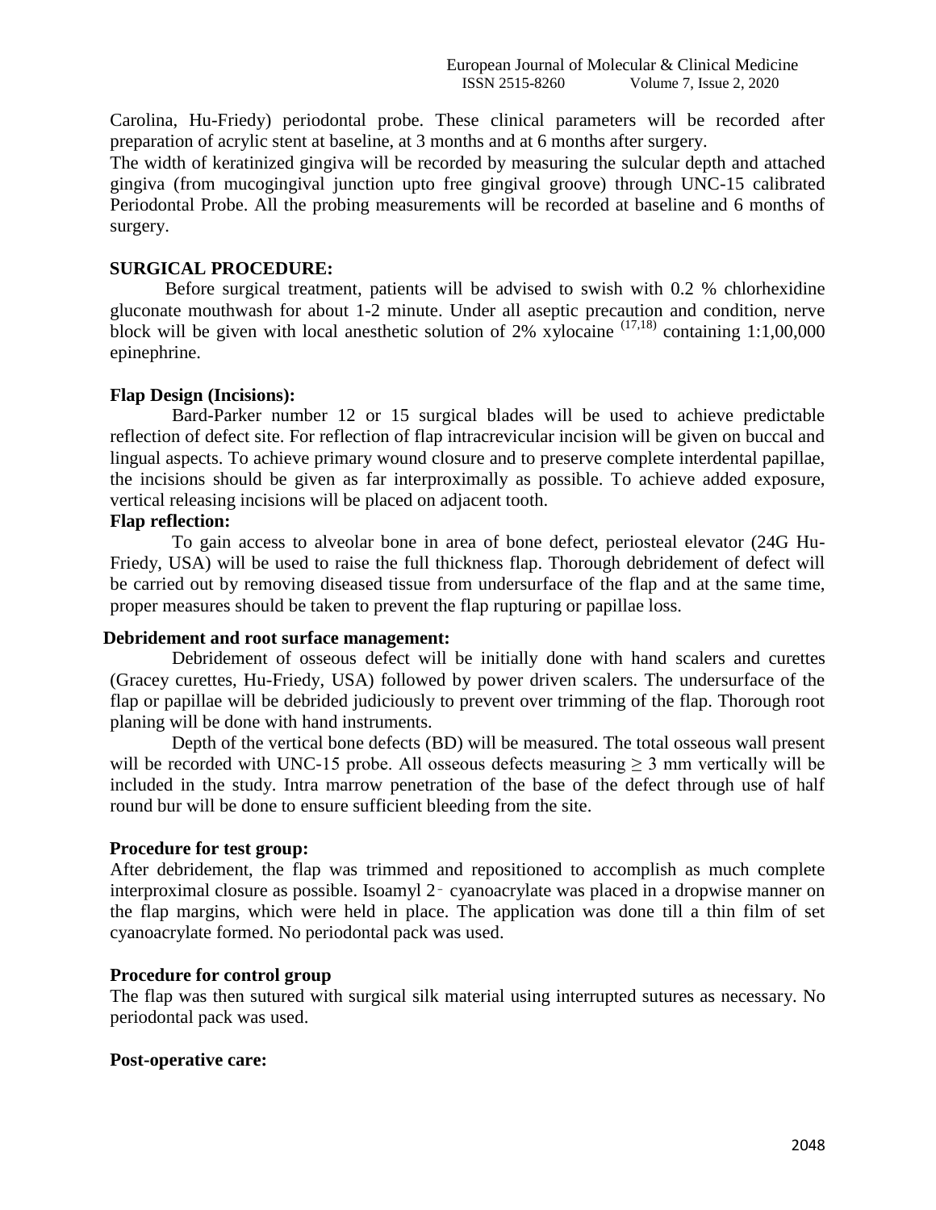Carolina, Hu-Friedy) periodontal probe. These clinical parameters will be recorded after preparation of acrylic stent at baseline, at 3 months and at 6 months after surgery.

The width of keratinized gingiva will be recorded by measuring the sulcular depth and attached gingiva (from mucogingival junction upto free gingival groove) through UNC-15 calibrated Periodontal Probe. All the probing measurements will be recorded at baseline and 6 months of surgery.

**SURGICAL PROCEDURE:**

Before surgical treatment, patients will be advised to swish with 0.2 % chlorhexidine gluconate mouthwash for about 1-2 minute. Under all aseptic precaution and condition, nerve block will be given with local anesthetic solution of 2% xylocaine [17,18] containing 1:1,00,000 epinephrine.

**Flap Design (Incisions):**

Bard-Parker number 12 or 15 surgical blades will be used to achieve predictable reflection of defect site. For reflection of flap intracrevicular incision will be given on buccal and lingual aspects. To achieve primary wound closure and to preserve complete interdental papillae, the incisions should be given as far interproximally as possible. To achieve added exposure, vertical releasing incisions will be placed on adjacent tooth.

**Flap reflection:**

To gain access to alveolar bone in area of bone defect, periosteal elevator (24G Hu-Friedy, USA) will be used to raise the full thickness flap. Thorough debridement of defect will be carried out by removing diseased tissue from undersurface of the flap and at the same time, proper measures should be taken to prevent the flap rupturing or papillae loss.

**Debridement and root surface management:**

Debridement of osseous defect will be initially done with hand scalers and curettes (Gracey curettes, Hu-Friedy, USA) followed by power driven scalers. The undersurface of the flap or papillae will be debrided judiciously to prevent over trimming of the flap. Thorough root planing will be done with hand instruments.

Depth of the vertical bone defects (BD) will be measured. The total osseous wall present will be recorded with UNC-15 probe. All osseous defects measuring ≥ 3 mm vertically will be included in the study. Intra marrow penetration of the base of the defect through use of half round bur will be done to ensure sufficient bleeding from the site.

**Procedure for test group:**

After debridement, the flap was trimmed and repositioned to accomplish as much complete interproximal closure as possible. Isoamyl 2‐ cyanoacrylate was placed in a dropwise manner on the flap margins, which were held in place. The application was done till a thin film of set cyanoacrylate formed. No periodontal pack was used.

**Procedure for control group**

The flap was then sutured with surgical silk material using interrupted sutures as necessary. No periodontal pack was used.

**Post-operative care:**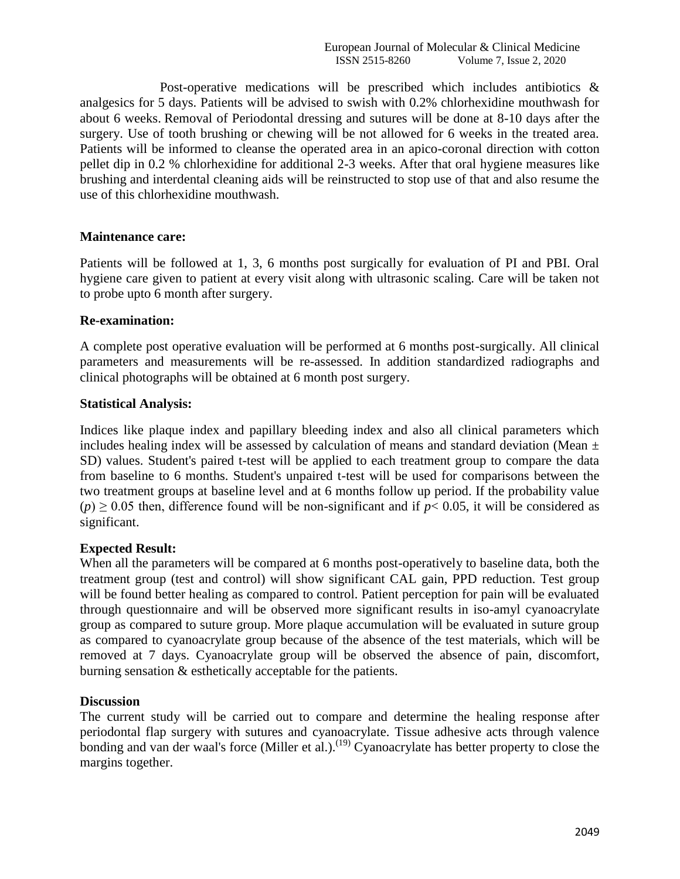Post-operative medications will be prescribed which includes antibiotics & analgesics for 5 days. Patients will be advised to swish with 0.2% chlorhexidine mouthwash for about 6 weeks. Removal of Periodontal dressing and sutures will be done at 8-10 days after the surgery. Use of tooth brushing or chewing will be not allowed for 6 weeks in the treated area. Patients will be informed to cleanse the operated area in an apico-coronal direction with cotton pellet dip in 0.2 % chlorhexidine for additional 2-3 weeks. After that oral hygiene measures like brushing and interdental cleaning aids will be reinstructed to stop use of that and also resume the use of this chlorhexidine mouthwash.

**Maintenance care:**

Patients will be followed at 1, 3, 6 months post surgically for evaluation of PI and PBI. Oral hygiene care given to patient at every visit along with ultrasonic scaling. Care will be taken not to probe upto 6 month after surgery.

**Re-examination:**

A complete post operative evaluation will be performed at 6 months post-surgically. All clinical parameters and measurements will be re-assessed. In addition standardized radiographs and clinical photographs will be obtained at 6 month post surgery.

**Statistical Analysis:**

Indices like plaque index and papillary bleeding index and also all clinical parameters which includes healing index will be assessed by calculation of means and standard deviation (Mean ± SD) values. Student's paired t-test will be applied to each treatment group to compare the data from baseline to 6 months. Student's unpaired t-test will be used for comparisons between the two treatment groups at baseline level and at 6 months follow up period. If the probability value ($p$) $\geq 0.05$ then, difference found will be non-significant and if $p < 0.05$, it will be considered as significant.

**Expected Result:**

When all the parameters will be compared at 6 months post-operatively to baseline data, both the treatment group (test and control) will show significant CAL gain, PPD reduction. Test group will be found better healing as compared to control. Patient perception for pain will be evaluated through questionnaire and will be observed more significant results in iso-amyl cyanoacrylate group as compared to suture group. More plaque accumulation will be evaluated in suture group as compared to cyanoacrylate group because of the absence of the test materials, which will be removed at 7 days. Cyanoacrylate group will be observed the absence of pain, discomfort, burning sensation & esthetically acceptable for the patients.

**Discussion**

The current study will be carried out to compare and determine the healing response after periodontal flap surgery with sutures and cyanoacrylate. Tissue adhesive acts through valence bonding and van der waal's force (Miller et al.).[19] Cyanoacrylate has better property to close the margins together.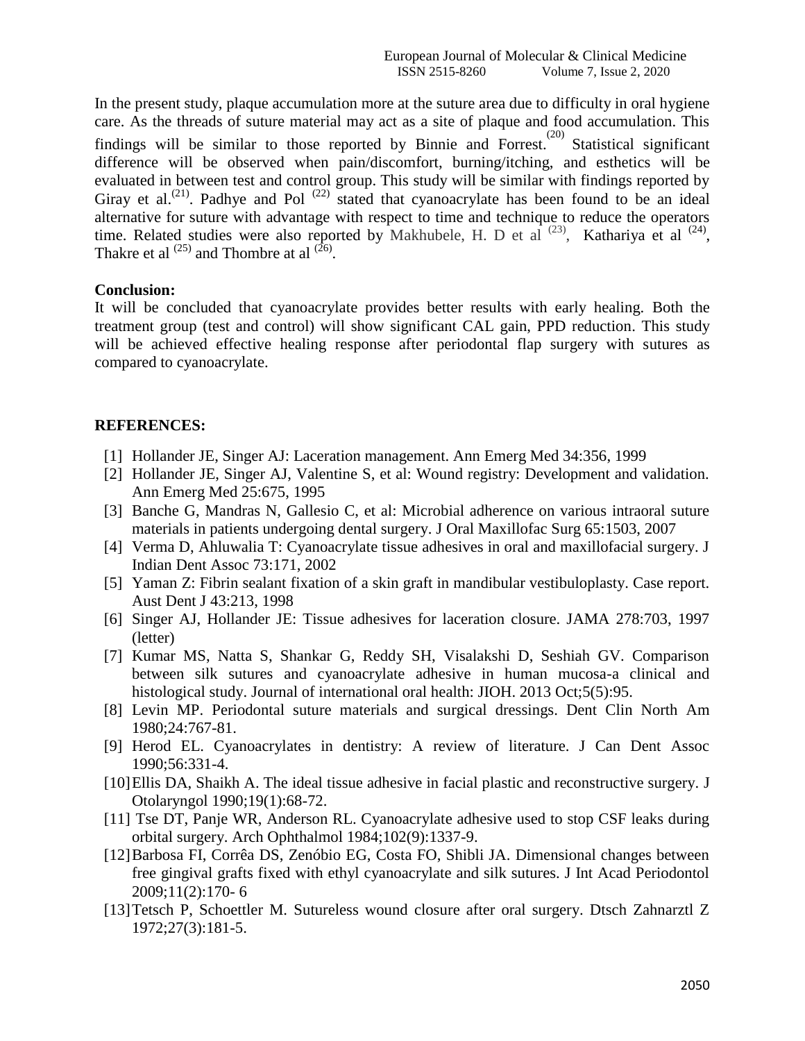In the present study, plaque accumulation more at the suture area due to difficulty in oral hygiene care. As the threads of suture material may act as a site of plaque and food accumulation. This findings will be similar to those reported by Binnie and Forrest.[20] Statistical significant difference will be observed when pain/discomfort, burning/itching, and esthetics will be evaluated in between test and control group. This study will be similar with findings reported by Giray et al.[21]. Padhye and Pol [22] stated that cyanoacrylate has been found to be an ideal alternative for suture with advantage with respect to time and technique to reduce the operators time. Related studies were also reported by Makhubele, H. D et al [23], Kathariya et al [24], Thakre et al [25] and Thombre at al [26].

**Conclusion:**

It will be concluded that cyanoacrylate provides better results with early healing. Both the treatment group (test and control) will show significant CAL gain, PPD reduction. This study will be achieved effective healing response after periodontal flap surgery with sutures as compared to cyanoacrylate.

**REFERENCES:**

[1] Hollander JE, Singer AJ: Laceration management. Ann Emerg Med 34:356, 1999

[2] Hollander JE, Singer AJ, Valentine S, et al: Wound registry: Development and validation. Ann Emerg Med 25:675, 1995

[3] Banche G, Mandras N, Gallesio C, et al: Microbial adherence on various intraoral suture materials in patients undergoing dental surgery. J Oral Maxillofac Surg 65:1503, 2007

[4] Verma D, Ahluwalia T: Cyanoacrylate tissue adhesives in oral and maxillofacial surgery. J Indian Dent Assoc 73:171, 2002

[5] Yaman Z: Fibrin sealant fixation of a skin graft in mandibular vestibuloplasty. Case report. Aust Dent J 43:213, 1998

[6] Singer AJ, Hollander JE: Tissue adhesives for laceration closure. JAMA 278:703, 1997 (letter)

[7] Kumar MS, Natta S, Shankar G, Reddy SH, Visalakshi D, Seshiah GV. Comparison between silk sutures and cyanoacrylate adhesive in human mucosa-a clinical and histological study. Journal of international oral health: JIOH. 2013 Oct;5(5):95.

[8] Levin MP. Periodontal suture materials and surgical dressings. Dent Clin North Am 1980;24:767-81.

[9] Herod EL. Cyanoacrylates in dentistry: A review of literature. J Can Dent Assoc 1990;56:331-4.

[10] Ellis DA, Shaikh A. The ideal tissue adhesive in facial plastic and reconstructive surgery. J Otolaryngol 1990;19(1):68-72.

[11] Tse DT, Panje WR, Anderson RL. Cyanoacrylate adhesive used to stop CSF leaks during orbital surgery. Arch Ophthalmol 1984;102(9):1337-9.

[12] Barbosa FI, Corrêa DS, Zenóbio EG, Costa FO, Shibli JA. Dimensional changes between free gingival grafts fixed with ethyl cyanoacrylate and silk sutures. J Int Acad Periodontol 2009;11(2):170- 6

[13] Tetsch P, Schoettler M. Sutureless wound closure after oral surgery. Dtsch Zahnarztl Z 1972;27(3):181-5.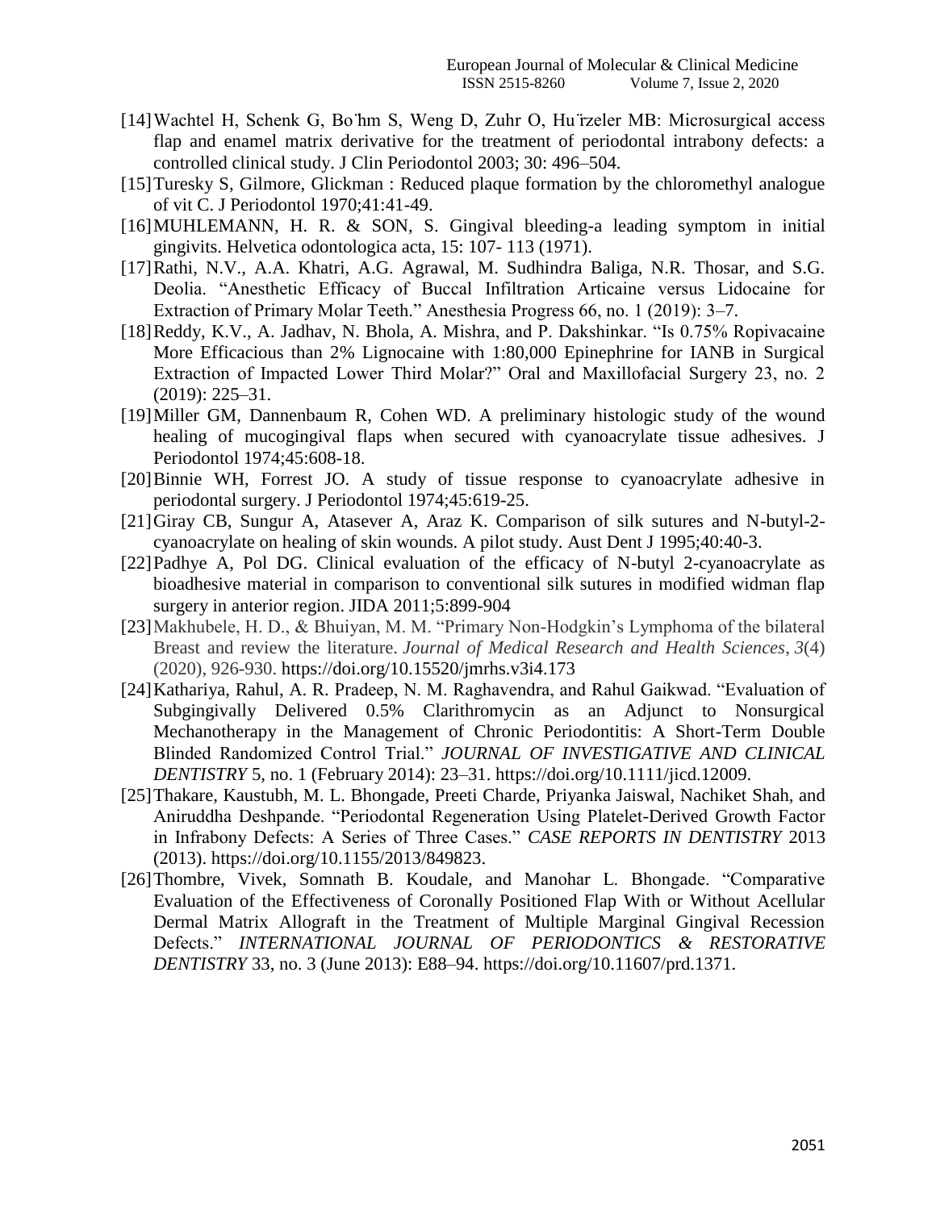[14] Wachtel H, Schenk G, Bo¨hm S, Weng D, Zuhr O, Hu¨rzeler MB: Microsurgical access flap and enamel matrix derivative for the treatment of periodontal intrabony defects: a controlled clinical study. J Clin Periodontol 2003; 30: 496–504.

[15] Turesky S, Gilmore, Glickman : Reduced plaque formation by the chloromethyl analogue of vit C. J Periodontol 1970;41:41-49.

[16] MUHLEMANN, H. R. & SON, S. Gingival bleeding-a leading symptom in initial gingivits. Helvetica odontologica acta, 15: 107- 113 (1971).

[17] Rathi, N.V., A.A. Khatri, A.G. Agrawal, M. Sudhindra Baliga, N.R. Thosar, and S.G. Deolia. "Anesthetic Efficacy of Buccal Infiltration Articaine versus Lidocaine for Extraction of Primary Molar Teeth." Anesthesia Progress 66, no. 1 (2019): 3–7.

[18] Reddy, K.V., A. Jadhav, N. Bhola, A. Mishra, and P. Dakshinkar. "Is 0.75% Ropivacaine More Efficacious than 2% Lignocaine with 1:80,000 Epinephrine for IANB in Surgical Extraction of Impacted Lower Third Molar?" Oral and Maxillofacial Surgery 23, no. 2 (2019): 225–31.

[19] Miller GM, Dannenbaum R, Cohen WD. A preliminary histologic study of the wound healing of mucogingival flaps when secured with cyanoacrylate tissue adhesives. J Periodontol 1974;45:608-18.

[20] Binnie WH, Forrest JO. A study of tissue response to cyanoacrylate adhesive in periodontal surgery. J Periodontol 1974;45:619-25.

[21] Giray CB, Sungur A, Atasever A, Araz K. Comparison of silk sutures and N-butyl-2-cyanoacrylate on healing of skin wounds. A pilot study. Aust Dent J 1995;40:40-3.

[22] Padhye A, Pol DG. Clinical evaluation of the efficacy of N-butyl 2-cyanoacrylate as bioadhesive material in comparison to conventional silk sutures in modified widman flap surgery in anterior region. JIDA 2011;5:899-904

[23] Makhubele, H. D., & Bhuiyan, M. M. "Primary Non-Hodgkin's Lymphoma of the bilateral Breast and review the literature. *Journal of Medical Research and Health Sciences*, *3*(4) (2020), 926-930. https://doi.org/10.15520/jmrhs.v3i4.173

[24] Kathariya, Rahul, A. R. Pradeep, N. M. Raghavendra, and Rahul Gaikwad. "Evaluation of Subgingivally Delivered 0.5% Clarithromycin as an Adjunct to Nonsurgical Mechanotherapy in the Management of Chronic Periodontitis: A Short-Term Double Blinded Randomized Control Trial." *JOURNAL OF INVESTIGATIVE AND CLINICAL DENTISTRY* 5, no. 1 (February 2014): 23–31. https://doi.org/10.1111/jicd.12009.

[25] Thakare, Kaustubh, M. L. Bhongade, Preeti Charde, Priyanka Jaiswal, Nachiket Shah, and Aniruddha Deshpande. "Periodontal Regeneration Using Platelet-Derived Growth Factor in Infrabony Defects: A Series of Three Cases." *CASE REPORTS IN DENTISTRY* 2013 (2013). https://doi.org/10.1155/2013/849823.

[26] Thombre, Vivek, Somnath B. Koudale, and Manohar L. Bhongade. "Comparative Evaluation of the Effectiveness of Coronally Positioned Flap With or Without Acellular Dermal Matrix Allograft in the Treatment of Multiple Marginal Gingival Recession Defects." *INTERNATIONAL JOURNAL OF PERIODONTICS & RESTORATIVE DENTISTRY* 33, no. 3 (June 2013): E88–94. https://doi.org/10.11607/prd.1371.